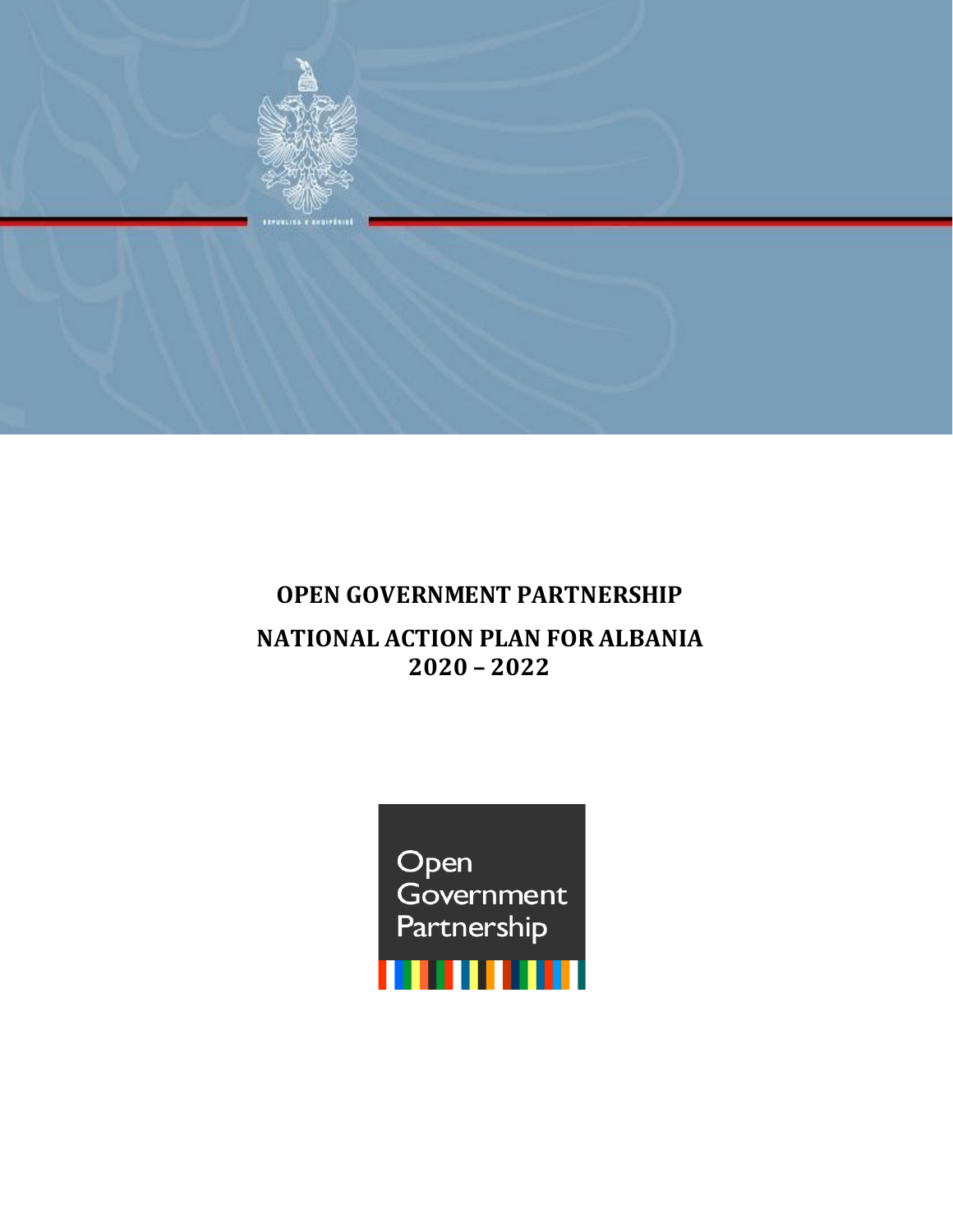# OPEN GOVERNMENT PARTNERSHIP

## NATIONAL ACTION PLAN FOR ALBANIA 2020 – 2022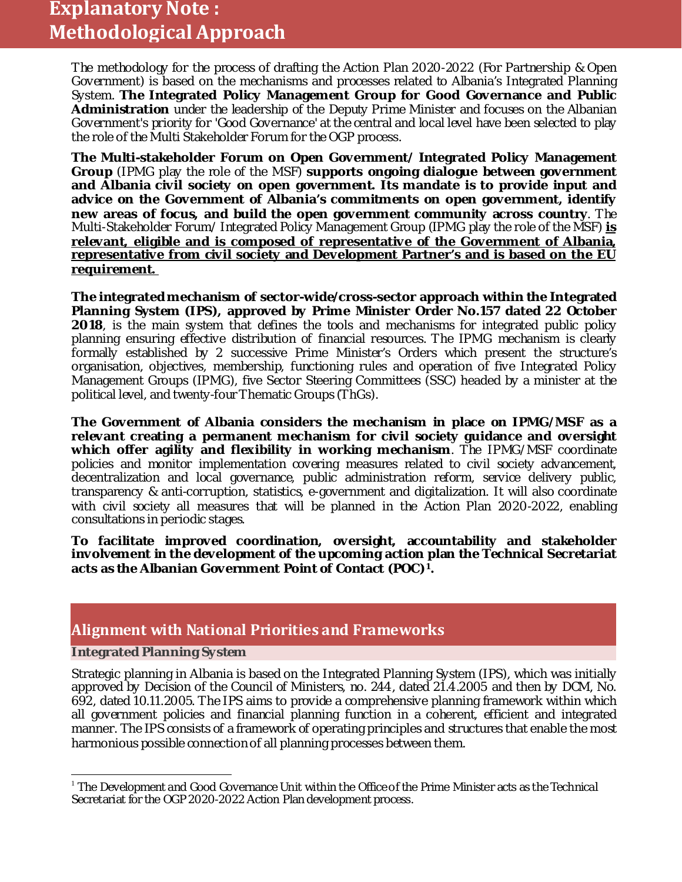# Explanatory Note : Methodological Approach

The methodology for the process of drafting the Action Plan 2020-2022 (For Partnership & Open Government) is based on the mechanisms and processes related to Albania's Integrated Planning System. **The Integrated Policy Management Group for Good Governance and Public Administration** under the leadership of the Deputy Prime Minister and focuses on the Albanian Government's priority for 'Good Governance' at the central and local level have been selected to play the role of the Multi Stakeholder Forum for the OGP process.

**The Multi-stakeholder Forum on Open Government/ Integrated Policy Management Group** (IPMG play the role of the MSF) **supports ongoing dialogue between government and Albania civil society on open government. Its mandate is to provide input and advice on the Government of Albania's commitments on open government, identify new areas of focus, and build the open government community across country**. The Multi-Stakeholder Forum/ Integrated Policy Management Group (IPMG play the role of the MSF) **<u>is relevant, eligible and is composed of representative of the Government of Albania, representative from civil society and Development Partner's and is based on the EU requirement.</u>**

**The integrated mechanism of sector-wide/cross-sector approach within the Integrated Planning System (IPS), approved by Prime Minister Order No.157 dated 22 October 2018**, is the main system that defines the tools and mechanisms for integrated public policy planning ensuring effective distribution of financial resources. The IPMG mechanism is clearly formally established by 2 successive Prime Minister's Orders which present the structure's organisation, objectives, membership, functioning rules and operation of five Integrated Policy Management Groups (IPMG), five Sector Steering Committees (SSC) headed by a minister at the political level, and twenty-four Thematic Groups (ThGs).

**The Government of Albania considers the mechanism in place on IPMG/MSF as a relevant creating a permanent mechanism for civil society guidance and oversight which offer agility and flexibility in working mechanism**. The IPMG/MSF coordinate policies and monitor implementation covering measures related to civil society advancement, decentralization and local governance, public administration reform, service delivery public, transparency & anti-corruption, statistics, e-government and digitalization. It will also coordinate with civil society all measures that will be planned in the Action Plan 2020-2022, enabling consultations in periodic stages.

**To facilitate improved coordination, oversight, accountability and stakeholder involvement in the development of the upcoming action plan the Technical Secretariat acts as the Albanian Government Point of Contact (POC)[1].**

## Alignment with National Priorities and Frameworks

### Integrated Planning System

Strategic planning in Albania is based on the Integrated Planning System (IPS), which was initially approved by Decision of the Council of Ministers, no. 244, dated 21.4.2005 and then by DCM, No. 692, dated 10.11.2005. The IPS aims to provide a comprehensive planning framework within which all government policies and financial planning function in a coherent, efficient and integrated manner. The IPS consists of a framework of operating principles and structures that enable the most harmonious possible connection of all planning processes between them.

---

[1] The Development and Good Governance Unit within the Office of the Prime Minister acts as the Technical Secretariat for the OGP 2020-2022 Action Plan development process.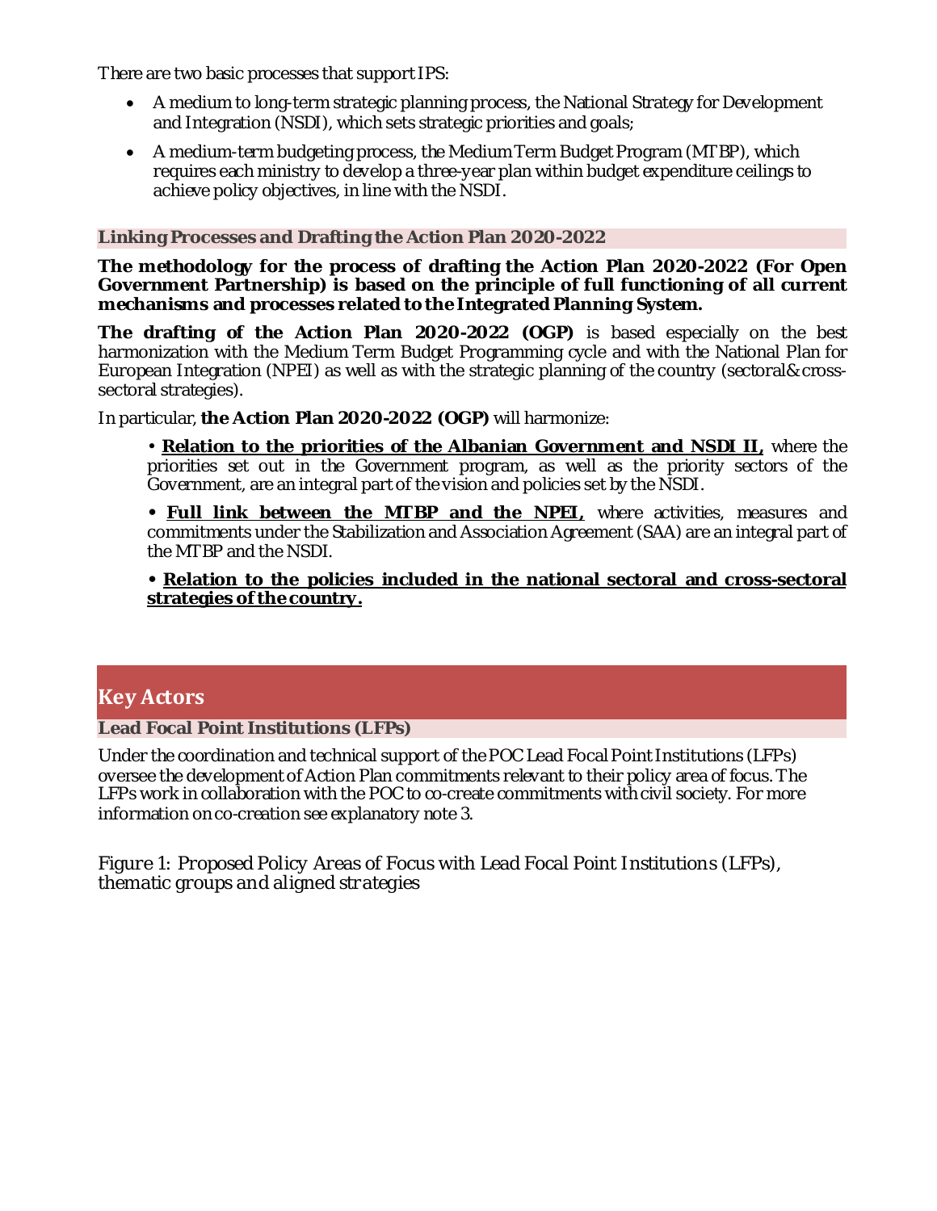There are two basic processes that support IPS:

- A medium to long-term strategic planning process, the National Strategy for Development and Integration (NSDI), which sets strategic priorities and goals;
- A medium-term budgeting process, the Medium Term Budget Program (MTBP), which requires each ministry to develop a three-year plan within budget expenditure ceilings to achieve policy objectives, in line with the NSDI.

### Linking Processes and Drafting the Action Plan 2020-2022

**The methodology for the process of drafting the Action Plan 2020-2022 (For Open Government Partnership) is based on the principle of full functioning of all current mechanisms and processes related to the Integrated Planning System.**

**The drafting of the Action Plan 2020-2022 (OGP)** is based especially on the best harmonization with the Medium Term Budget Programming cycle and with the National Plan for European Integration (NPEI) as well as with the strategic planning of the country (sectoral& cross-sectoral strategies).

In particular, **the Action Plan 2020-2022 (OGP)** will harmonize:

• **Relation to the priorities of the Albanian Government and NSDI II,** where the priorities set out in the Government program, as well as the priority sectors of the Government, are an integral part of the vision and policies set by the NSDI.

• **Full link between the MTBP and the NPEI,** where activities, measures and commitments under the Stabilization and Association Agreement (SAA) are an integral part of the MTBP and the NSDI.

• **Relation to the policies included in the national sectoral and cross-sectoral strategies of the country.**

## Key Actors

### Lead Focal Point Institutions (LFPs)

Under the coordination and technical support of the POC Lead Focal Point Institutions (LFPs) oversee the development of Action Plan commitments relevant to their policy area of focus. The LFPs work in collaboration with the POC to co-create commitments with civil society. For more information on co-creation see explanatory note 3.

*Figure 1: Proposed Policy Areas of Focus with Lead Focal Point Institutions (LFPs), thematic groups and aligned strategies*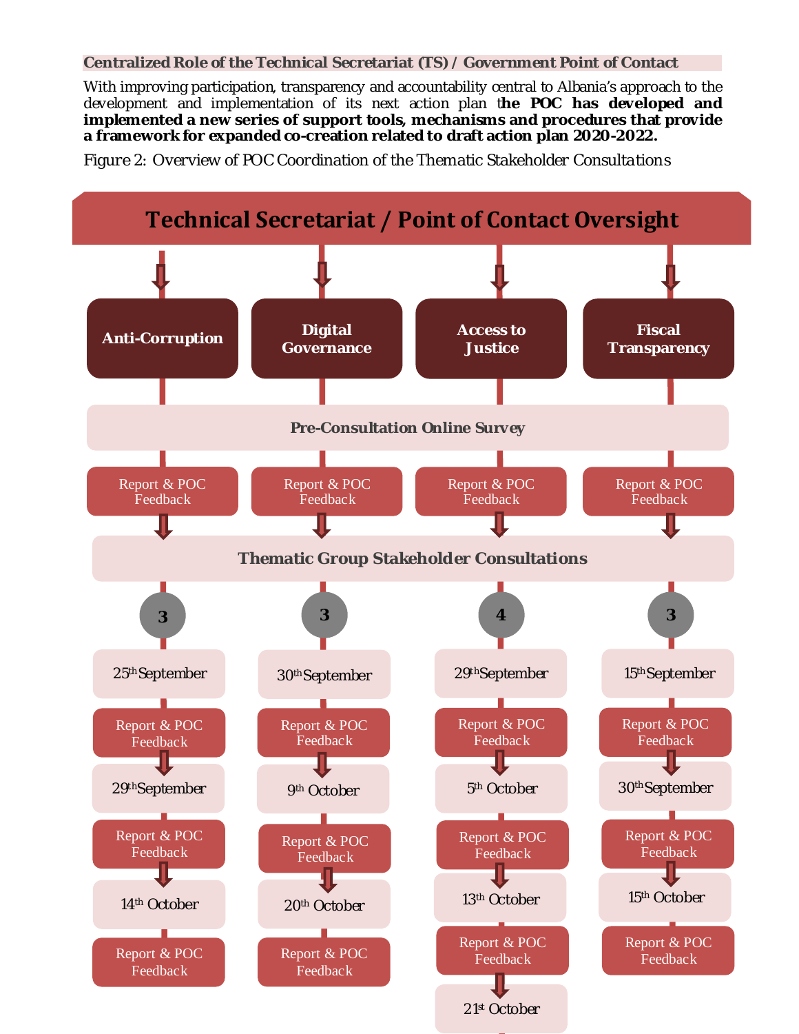**Centralized Role of the Technical Secretariat (TS) / Government Point of Contact**

With improving participation, transparency and accountability central to Albania's approach to the development and implementation of its next action plan **the POC has developed and implemented a new series of support tools, mechanisms and procedures that provide a framework for expanded co-creation related to draft action plan 2020-2022.**

Figure 2: Overview of POC Coordination of the Thematic Stakeholder Consultations

**Technical Secretariat / Point of Contact Oversight**

| Anti-Corruption | Digital Governance | Access to Justice | Fiscal Transparency |
|---|---|---|---|
| Pre-Consultation Online Survey | Pre-Consultation Online Survey | Pre-Consultation Online Survey | Pre-Consultation Online Survey |
| Report & POC Feedback | Report & POC Feedback | Report & POC Feedback | Report & POC Feedback |
| Thematic Group Stakeholder Consultations | Thematic Group Stakeholder Consultations | Thematic Group Stakeholder Consultations | Thematic Group Stakeholder Consultations |
| 3 | 3 | 4 | 3 |
| 25th September | 30th September | 29th September | 15th September |
| Report & POC Feedback | Report & POC Feedback | Report & POC Feedback | Report & POC Feedback |
| 29th September | 9th October | 5th October | 30th September |
| Report & POC Feedback | Report & POC Feedback | Report & POC Feedback | Report & POC Feedback |
| 14th October | 20th October | 13th October | 15th October |
| Report & POC Feedback | Report & POC Feedback | Report & POC Feedback | Report & POC Feedback |
| | | 21st October | |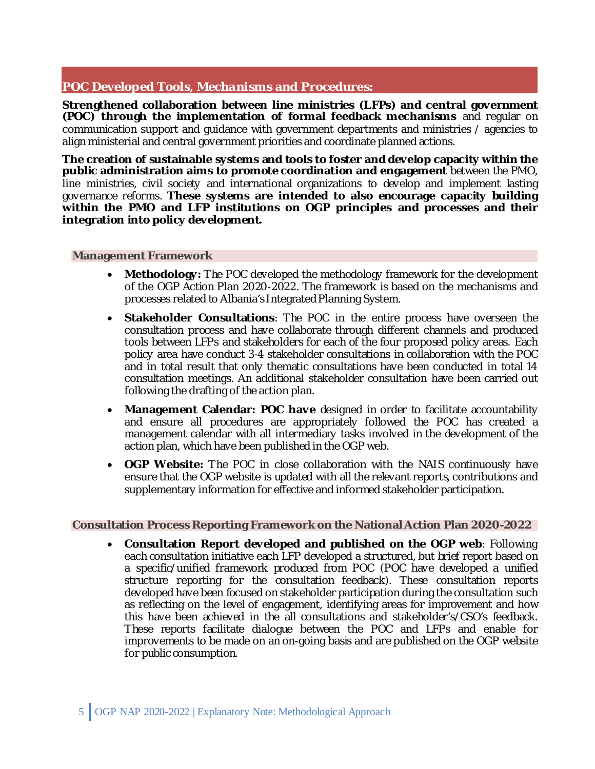## *POC Developed Tools, Mechanisms and Procedures:*

**Strengthened collaboration between line ministries (LFPs) and central government (POC) through the implementation of formal feedback mechanisms** and regular on communication support and guidance with government departments and ministries / agencies to align ministerial and central government priorities and coordinate planned actions.

**The creation of sustainable systems and tools to foster and develop capacity within the public administration aims to promote coordination and engagement** between the PMO, line ministries, civil society and international organizations to develop and implement lasting governance reforms. **These systems are intended to also encourage capacity building within the PMO and LFP institutions on OGP principles and processes and their integration into policy development.**

### Management Framework

- **Methodology:** The POC developed the methodology framework for the development of the OGP Action Plan 2020-2022. The framework is based on the mechanisms and processes related to Albania's Integrated Planning System.
- **Stakeholder Consultations**: The POC in the entire process have overseen the consultation process and have collaborate through different channels and produced tools between LFPs and stakeholders for each of the four proposed policy areas. Each policy area have conduct 3-4 stakeholder consultations in collaboration with the POC and in total result that only thematic consultations have been conducted in total 14 consultation meetings. An additional stakeholder consultation have been carried out following the drafting of the action plan.
- **Management Calendar: POC have** designed in order to facilitate accountability and ensure all procedures are appropriately followed the POC has created a management calendar with all intermediary tasks involved in the development of the action plan, which have been published in the OGP web.
- **OGP Website:** The POC in close collaboration with the NAIS continuously have ensure that the OGP website is updated with all the relevant reports, contributions and supplementary information for effective and informed stakeholder participation.

### Consultation Process Reporting Framework on the National Action Plan 2020-2022

- **Consultation Report developed and published on the OGP web**: Following each consultation initiative each LFP developed a structured, but brief report based on a specific/unified framework produced from POC (POC have developed a unified structure reporting for the consultation feedback). These consultation reports developed have been focused on stakeholder participation during the consultation such as reflecting on the level of engagement, identifying areas for improvement and how this have been achieved in the all consultations and stakeholder's/CSO's feedback. These reports facilitate dialogue between the POC and LFPs and enable for improvements to be made on an on-going basis and are published on the OGP website for public consumption.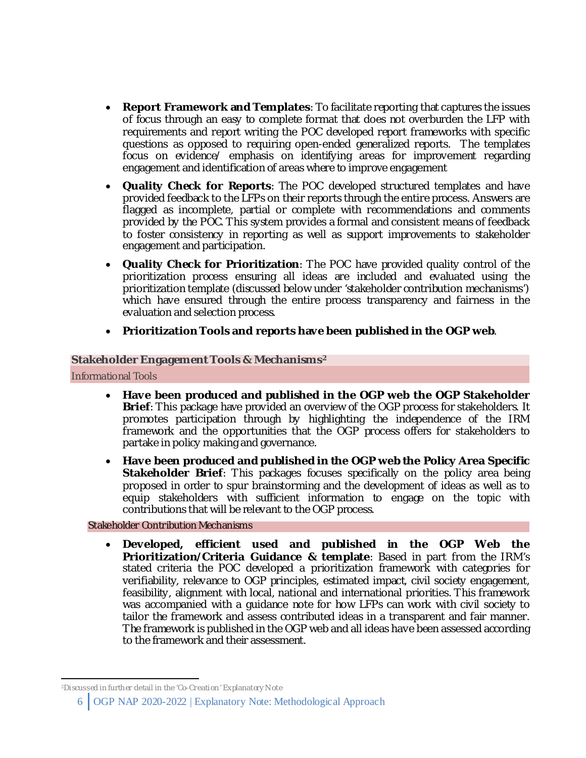- **Report Framework and Templates**: To facilitate reporting that captures the issues of focus through an easy to complete format that does not overburden the LFP with requirements and report writing the POC developed report frameworks with specific questions as opposed to requiring open-ended generalized reports. The templates focus on evidence/ emphasis on identifying areas for improvement regarding engagement and identification of areas where to improve engagement
- **Quality Check for Reports**: The POC developed structured templates and have provided feedback to the LFPs on their reports through the entire process. Answers are flagged as incomplete, partial or complete with recommendations and comments provided by the POC. This system provides a formal and consistent means of feedback to foster consistency in reporting as well as support improvements to stakeholder engagement and participation.
- **Quality Check for Prioritization**: The POC have provided quality control of the prioritization process ensuring all ideas are included and evaluated using the prioritization template (discussed below under 'stakeholder contribution mechanisms') which have ensured through the entire process transparency and fairness in the evaluation and selection process.
- **Prioritization Tools and reports have been published in the OGP web**.

## Stakeholder Engagement Tools & Mechanisms[2]

### Informational Tools

- **Have been produced and published in the OGP web the OGP Stakeholder Brief**: This package have provided an overview of the OGP process for stakeholders. It promotes participation through by highlighting the independence of the IRM framework and the opportunities that the OGP process offers for stakeholders to partake in policy making and governance.
- **Have been produced and published in the OGP web the Policy Area Specific Stakeholder Brief**: This packages focuses specifically on the policy area being proposed in order to spur brainstorming and the development of ideas as well as to equip stakeholders with sufficient information to engage on the topic with contributions that will be relevant to the OGP process.

### Stakeholder Contribution Mechanisms

- **Developed, efficient used and published in the OGP Web the Prioritization/Criteria Guidance & template**: Based in part from the IRM's stated criteria the POC developed a prioritization framework with categories for verifiability, relevance to OGP principles, estimated impact, civil society engagement, feasibility, alignment with local, national and international priorities. This framework was accompanied with a guidance note for how LFPs can work with civil society to tailor the framework and assess contributed ideas in a transparent and fair manner. The framework is published in the OGP web and all ideas have been assessed according to the framework and their assessment.

[2] Discussed in further detail in the 'Co-Creation' Explanatory Note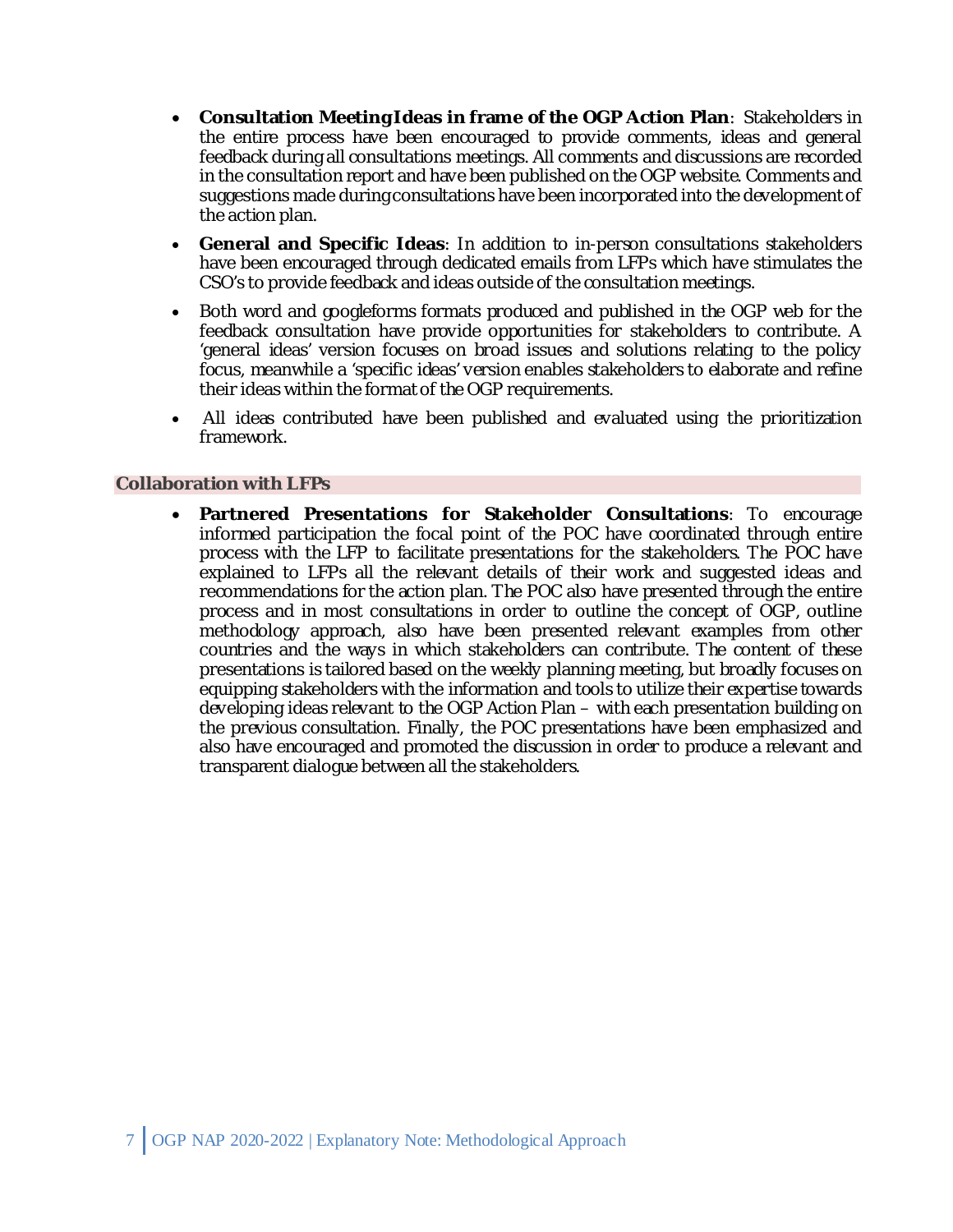- **Consultation Meeting Ideas in frame of the OGP Action Plan**: Stakeholders in the entire process have been encouraged to provide comments, ideas and general feedback during all consultations meetings. All comments and discussions are recorded in the consultation report and have been published on the OGP website. Comments and suggestions made during consultations have been incorporated into the development of the action plan.
- **General and Specific Ideas**: In addition to in-person consultations stakeholders have been encouraged through dedicated emails from LFPs which have stimulates the CSO's to provide feedback and ideas outside of the consultation meetings.
- Both word and googleforms formats produced and published in the OGP web for the feedback consultation have provide opportunities for stakeholders to contribute. A 'general ideas' version focuses on broad issues and solutions relating to the policy focus, meanwhile a 'specific ideas' version enables stakeholders to elaborate and refine their ideas within the format of the OGP requirements.
- All ideas contributed have been published and evaluated using the prioritization framework.

### Collaboration with LFPs

- **Partnered Presentations for Stakeholder Consultations**: To encourage informed participation the focal point of the POC have coordinated through entire process with the LFP to facilitate presentations for the stakeholders. The POC have explained to LFPs all the relevant details of their work and suggested ideas and recommendations for the action plan. The POC also have presented through the entire process and in most consultations in order to outline the concept of OGP, outline methodology approach, also have been presented relevant examples from other countries and the ways in which stakeholders can contribute. The content of these presentations is tailored based on the weekly planning meeting, but broadly focuses on equipping stakeholders with the information and tools to utilize their expertise towards developing ideas relevant to the OGP Action Plan – with each presentation building on the previous consultation. Finally, the POC presentations have been emphasized and also have encouraged and promoted the discussion in order to produce a relevant and transparent dialogue between all the stakeholders.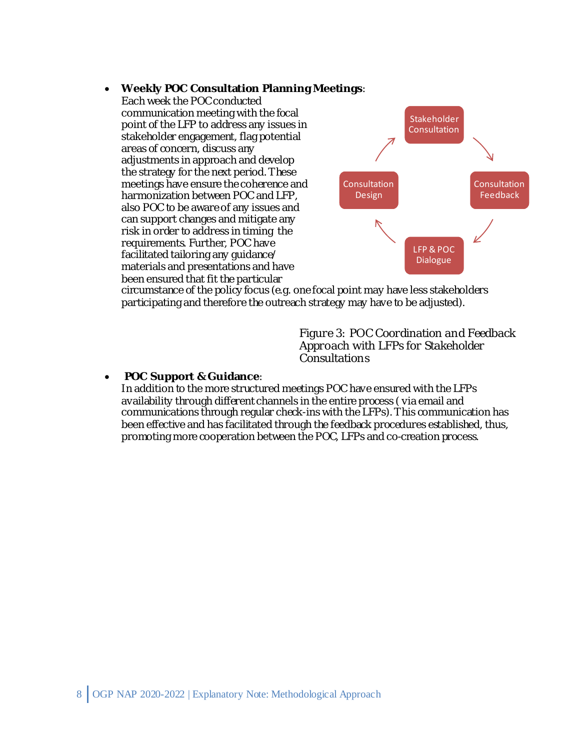- **Weekly POC Consultation Planning Meetings**: Each week the POC conducted communication meeting with the focal point of the LFP to address any issues in stakeholder engagement, flag potential areas of concern, discuss any adjustments in approach and develop the strategy for the next period. These meetings have ensure the coherence and harmonization between POC and LFP, also POC to be aware of any issues and can support changes and mitigate any risk in order to address in timing the requirements. Further, POC have facilitated tailoring any guidance/ materials and presentations and have been ensured that fit the particular circumstance of the policy focus (e.g. one focal point may have less stakeholders participating and therefore the outreach strategy may have to be adjusted).

Stakeholder Consultation
Consultation Feedback
LFP & POC Dialogue
Consultation Design

Figure 3: POC Coordination and Feedback Approach with LFPs for Stakeholder Consultations

- **POC Support & Guidance**: In addition to the more structured meetings POC have ensured with the LFPs availability through different channels in the entire process ( via email and communications through regular check-ins with the LFPs). This communication has been effective and has facilitated through the feedback procedures established, thus, promoting more cooperation between the POC, LFPs and co-creation process.